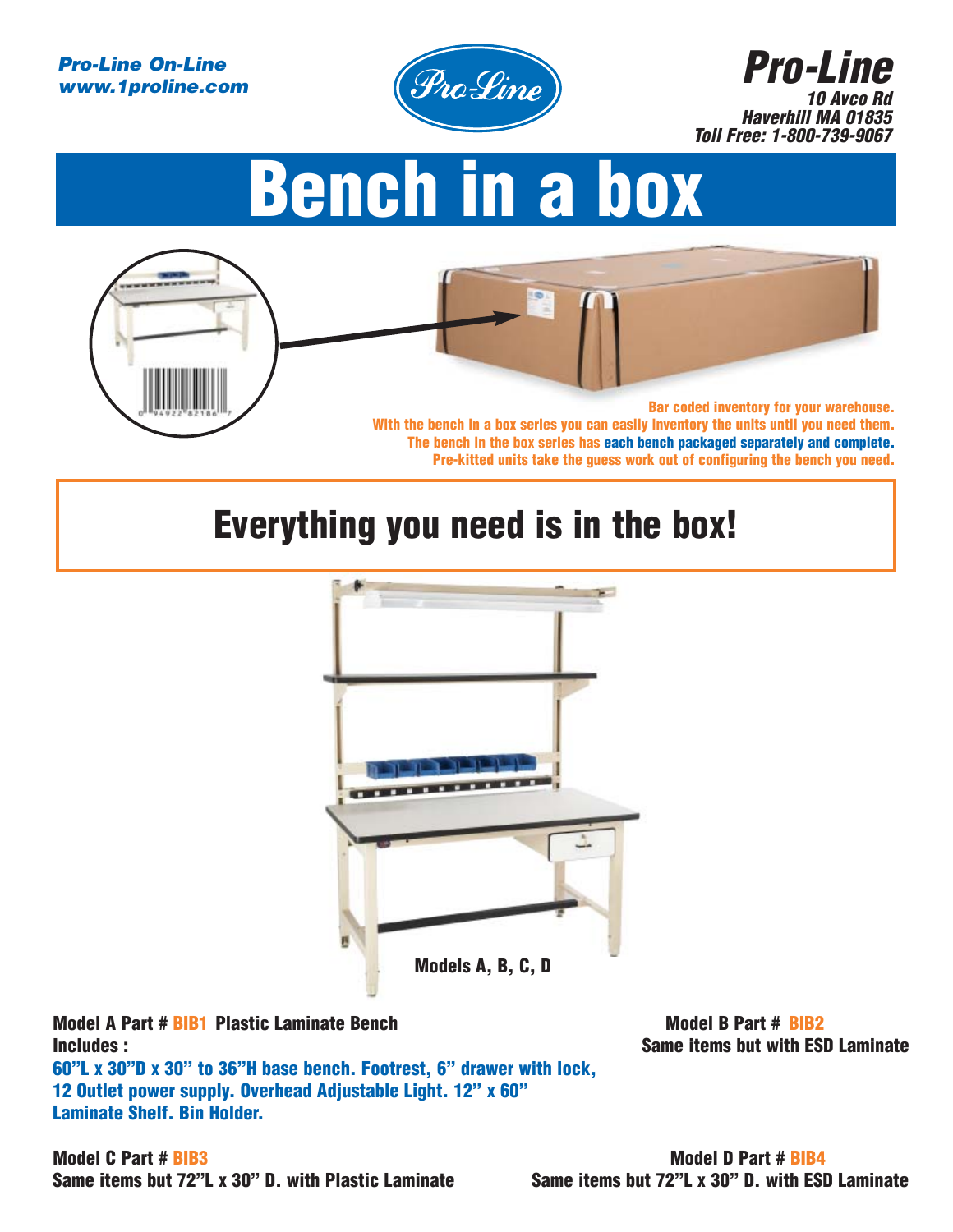*Pro-Line On-Line*
*www.1proline.com*

***Pro-Line***
*10 Avco Rd*
*Haverhill MA 01835*
*Toll Free: 1-800-739-9067*

# Bench in a box

**Bar coded inventory for your warehouse.**
**With the bench in a box series you can easily inventory the units until you need them.**
**The bench in the box series has each bench packaged separately and complete.**
**Pre-kitted units take the guess work out of configuring the bench you need.**

## Everything you need is in the box!

**Models A, B, C, D**

**Model A Part # BIB1 Plastic Laminate Bench**
**Includes :**
**60"L x 30"D x 30" to 36"H base bench. Footrest, 6" drawer with lock, 12 Outlet power supply. Overhead Adjustable Light. 12" x 60" Laminate Shelf. Bin Holder.**

**Model B Part # BIB2**
**Same items but with ESD Laminate**

**Model C Part # BIB3**
**Same items but 72"L x 30" D. with Plastic Laminate**

**Model D Part # BIB4**
**Same items but 72"L x 30" D. with ESD Laminate**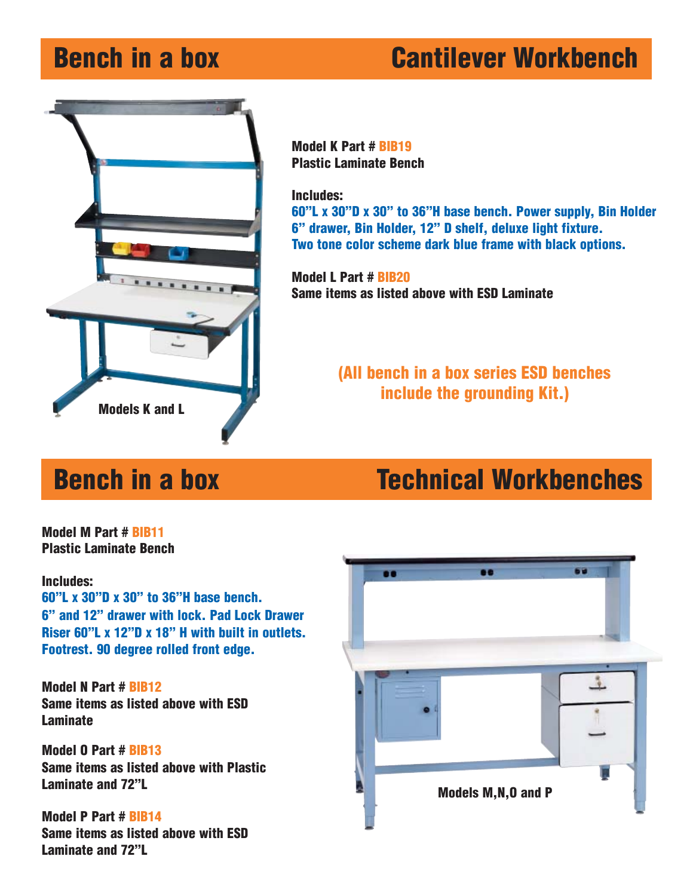## Bench in a box — Cantilever Workbench

Models K and L

**Model K Part # BIB19**
**Plastic Laminate Bench**

**Includes:**
**60"L x 30"D x 30" to 36"H base bench. Power supply, Bin Holder 6" drawer, Bin Holder, 12" D shelf, deluxe light fixture. Two tone color scheme dark blue frame with black options.**

**Model L Part # BIB20**
**Same items as listed above with ESD Laminate**

**(All bench in a box series ESD benches include the grounding Kit.)**

## Bench in a box — Technical Workbenches

**Model M Part # BIB11**
**Plastic Laminate Bench**

**Includes:**
**60"L x 30"D x 30" to 36"H base bench. 6" and 12" drawer with lock. Pad Lock Drawer Riser 60"L x 12"D x 18" H with built in outlets. Footrest. 90 degree rolled front edge.**

**Model N Part # BIB12**
**Same items as listed above with ESD Laminate**

**Model O Part # BIB13**
**Same items as listed above with Plastic Laminate and 72"L**

**Model P Part # BIB14**
**Same items as listed above with ESD Laminate and 72"L**

Models M,N,O and P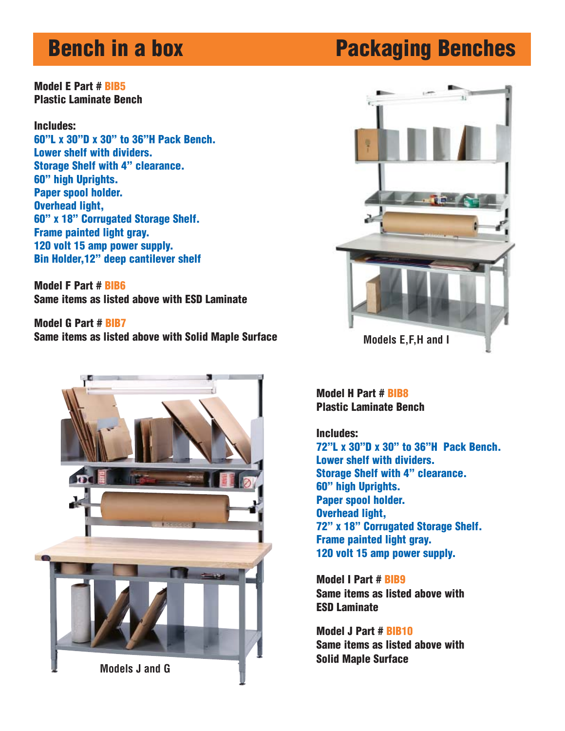# Bench in a box

# Packaging Benches

**Model E Part # BIB5**
**Plastic Laminate Bench**

**Includes:**

**60"L x 30"D x 30" to 36"H Pack Bench.**
**Lower shelf with dividers.**
**Storage Shelf with 4" clearance.**
**60" high Uprights.**
**Paper spool holder.**
**Overhead light,**
**60" x 18" Corrugated Storage Shelf.**
**Frame painted light gray.**
**120 volt 15 amp power supply.**
**Bin Holder,12" deep cantilever shelf**

**Model F Part # BIB6**
**Same items as listed above with ESD Laminate**

**Model G Part # BIB7**
**Same items as listed above with Solid Maple Surface**

Models E,F,H and I

**Model H Part # BIB8**
**Plastic Laminate Bench**

**Includes:**

**72"L x 30"D x 30" to 36"H Pack Bench.**
**Lower shelf with dividers.**
**Storage Shelf with 4" clearance.**
**60" high Uprights.**
**Paper spool holder.**
**Overhead light,**
**72" x 18" Corrugated Storage Shelf.**
**Frame painted light gray.**
**120 volt 15 amp power supply.**

**Model I Part # BIB9**
**Same items as listed above with ESD Laminate**

**Model J Part # BIB10**
**Same items as listed above with Solid Maple Surface**

Models J and G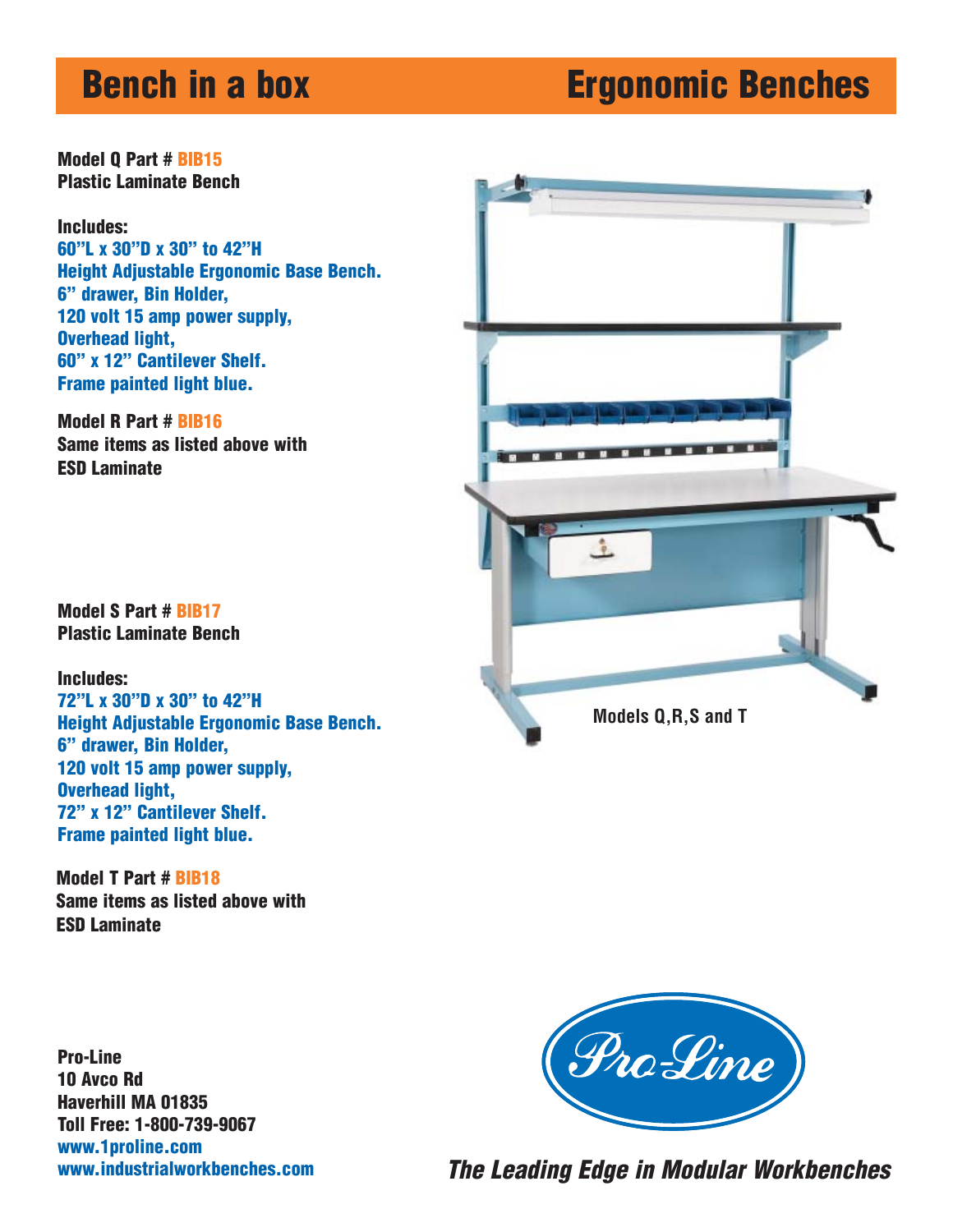# Bench in a box — Ergonomic Benches

**Model Q Part # BIB15**
**Plastic Laminate Bench**

**Includes:**
**60"L x 30"D x 30" to 42"H**
**Height Adjustable Ergonomic Base Bench.**
**6" drawer, Bin Holder,**
**120 volt 15 amp power supply,**
**Overhead light,**
**60" x 12" Cantilever Shelf.**
**Frame painted light blue.**

**Model R Part # BIB16**
**Same items as listed above with ESD Laminate**

**Model S Part # BIB17**
**Plastic Laminate Bench**

**Includes:**
**72"L x 30"D x 30" to 42"H**
**Height Adjustable Ergonomic Base Bench.**
**6" drawer, Bin Holder,**
**120 volt 15 amp power supply,**
**Overhead light,**
**72" x 12" Cantilever Shelf.**
**Frame painted light blue.**

**Model T Part # BIB18**
**Same items as listed above with ESD Laminate**

Models Q,R,S and T

**Pro-Line**
**10 Avco Rd**
**Haverhill MA 01835**
**Toll Free: 1-800-739-9067**
**www.1proline.com**
**www.industrialworkbenches.com**

Pro-Line

***The Leading Edge in Modular Workbenches***